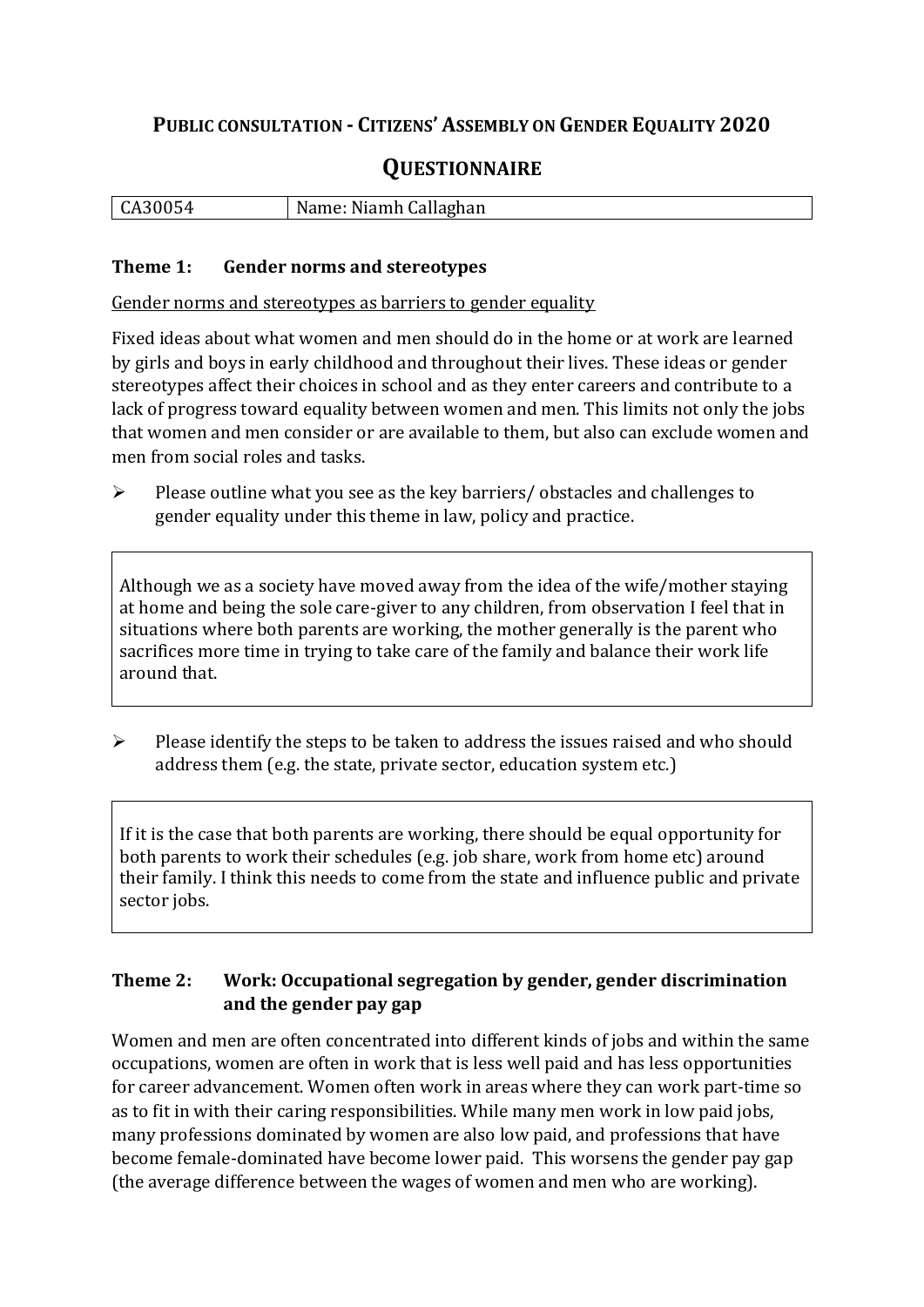# Public consultation - Citizens' Assembly on Gender Equality 2020

## Questionnaire

| CA30054 | Name: Niamh Callaghan |
|---|---|

### Theme 1: Gender norms and stereotypes

Gender norms and stereotypes as barriers to gender equality

Fixed ideas about what women and men should do in the home or at work are learned by girls and boys in early childhood and throughout their lives. These ideas or gender stereotypes affect their choices in school and as they enter careers and contribute to a lack of progress toward equality between women and men. This limits not only the jobs that women and men consider or are available to them, but also can exclude women and men from social roles and tasks.

- Please outline what you see as the key barriers/ obstacles and challenges to gender equality under this theme in law, policy and practice.

> Although we as a society have moved away from the idea of the wife/mother staying at home and being the sole care-giver to any children, from observation I feel that in situations where both parents are working, the mother generally is the parent who sacrifices more time in trying to take care of the family and balance their work life around that.

- Please identify the steps to be taken to address the issues raised and who should address them (e.g. the state, private sector, education system etc.)

> If it is the case that both parents are working, there should be equal opportunity for both parents to work their schedules (e.g. job share, work from home etc) around their family. I think this needs to come from the state and influence public and private sector jobs.

### Theme 2: Work: Occupational segregation by gender, gender discrimination and the gender pay gap

Women and men are often concentrated into different kinds of jobs and within the same occupations, women are often in work that is less well paid and has less opportunities for career advancement. Women often work in areas where they can work part-time so as to fit in with their caring responsibilities. While many men work in low paid jobs, many professions dominated by women are also low paid, and professions that have become female-dominated have become lower paid. This worsens the gender pay gap (the average difference between the wages of women and men who are working).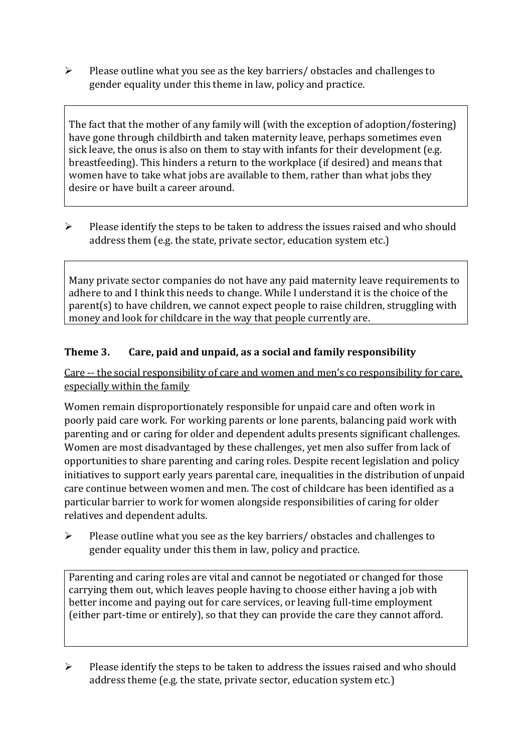- Please outline what you see as the key barriers/ obstacles and challenges to gender equality under this theme in law, policy and practice.

> The fact that the mother of any family will (with the exception of adoption/fostering) have gone through childbirth and taken maternity leave, perhaps sometimes even sick leave, the onus is also on them to stay with infants for their development (e.g. breastfeeding). This hinders a return to the workplace (if desired) and means that women have to take what jobs are available to them, rather than what jobs they desire or have built a career around.

- Please identify the steps to be taken to address the issues raised and who should address them (e.g. the state, private sector, education system etc.)

> Many private sector companies do not have any paid maternity leave requirements to adhere to and I think this needs to change. While I understand it is the choice of the parent(s) to have children, we cannot expect people to raise children, struggling with money and look for childcare in the way that people currently are.

### Theme 3. Care, paid and unpaid, as a social and family responsibility

<u>Care -- the social responsibility of care and women and men's co responsibility for care, especially within the family</u>

Women remain disproportionately responsible for unpaid care and often work in poorly paid care work. For working parents or lone parents, balancing paid work with parenting and or caring for older and dependent adults presents significant challenges. Women are most disadvantaged by these challenges, yet men also suffer from lack of opportunities to share parenting and caring roles. Despite recent legislation and policy initiatives to support early years parental care, inequalities in the distribution of unpaid care continue between women and men. The cost of childcare has been identified as a particular barrier to work for women alongside responsibilities of caring for older relatives and dependent adults.

- Please outline what you see as the key barriers/ obstacles and challenges to gender equality under this them in law, policy and practice.

> Parenting and caring roles are vital and cannot be negotiated or changed for those carrying them out, which leaves people having to choose either having a job with better income and paying out for care services, or leaving full-time employment (either part-time or entirely), so that they can provide the care they cannot afford.

- Please identify the steps to be taken to address the issues raised and who should address theme (e.g. the state, private sector, education system etc.)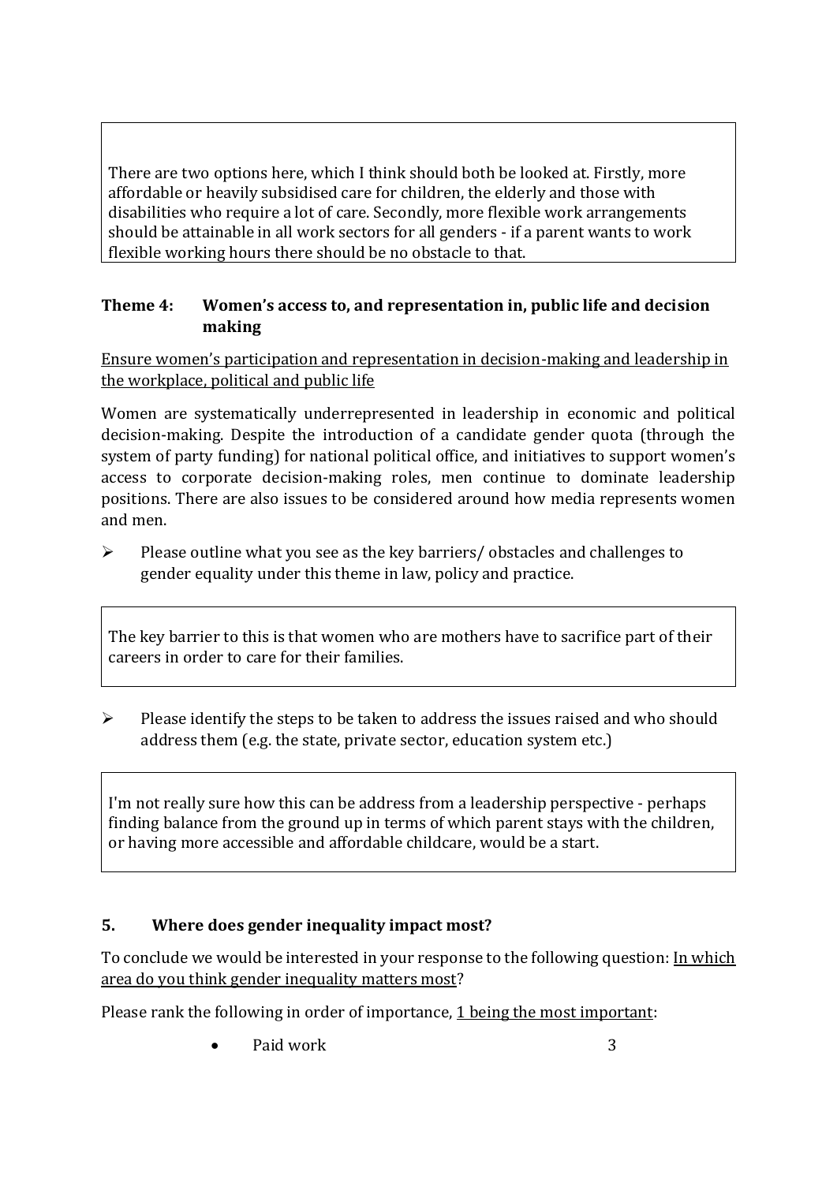There are two options here, which I think should both be looked at. Firstly, more affordable or heavily subsidised care for children, the elderly and those with disabilities who require a lot of care. Secondly, more flexible work arrangements should be attainable in all work sectors for all genders - if a parent wants to work flexible working hours there should be no obstacle to that.

### Theme 4: Women's access to, and representation in, public life and decision making

Ensure women's participation and representation in decision-making and leadership in the workplace, political and public life

Women are systematically underrepresented in leadership in economic and political decision-making. Despite the introduction of a candidate gender quota (through the system of party funding) for national political office, and initiatives to support women's access to corporate decision-making roles, men continue to dominate leadership positions. There are also issues to be considered around how media represents women and men.

➢ Please outline what you see as the key barriers/ obstacles and challenges to gender equality under this theme in law, policy and practice.

The key barrier to this is that women who are mothers have to sacrifice part of their careers in order to care for their families.

➢ Please identify the steps to be taken to address the issues raised and who should address them (e.g. the state, private sector, education system etc.)

I'm not really sure how this can be address from a leadership perspective - perhaps finding balance from the ground up in terms of which parent stays with the children, or having more accessible and affordable childcare, would be a start.

### 5. Where does gender inequality impact most?

To conclude we would be interested in your response to the following question: In which area do you think gender inequality matters most?

Please rank the following in order of importance, 1 being the most important:

- Paid work 3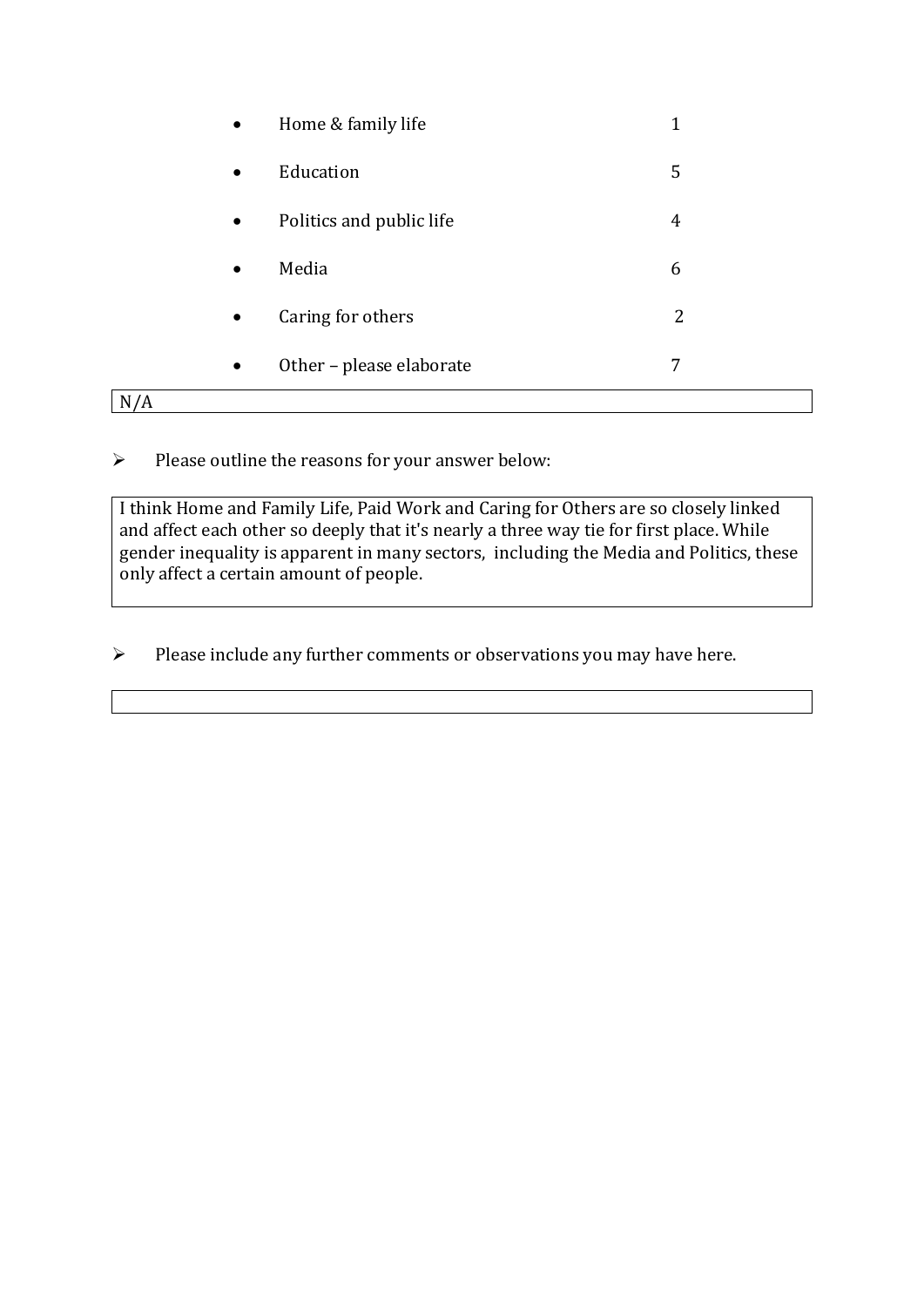- Home & family life 1
- Education 5
- Politics and public life 4
- Media 6
- Caring for others 2
- Other – please elaborate 7

| |
|---|
| N/A |

➢ Please outline the reasons for your answer below:

| |
|---|
| I think Home and Family Life, Paid Work and Caring for Others are so closely linked and affect each other so deeply that it's nearly a three way tie for first place. While gender inequality is apparent in many sectors, including the Media and Politics, these only affect a certain amount of people. |

➢ Please include any further comments or observations you may have here.

| |
|---|
| |